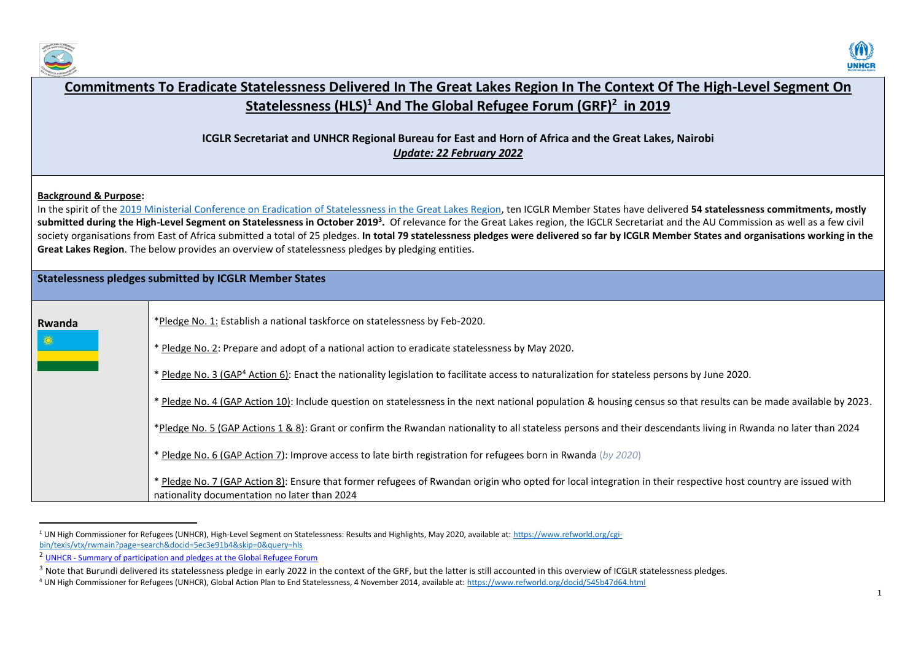# Commitments To Eradicate Statelessness Delivered In The Great Lakes Region In The Context Of The High-Level Segment On Statelessness (HLS)[1] And The Global Refugee Forum (GRF)[2] in 2019

**ICGLR Secretariat and UNHCR Regional Bureau for East and Horn of Africa and the Great Lakes, Nairobi**
***Update: 22 February 2022***

**Background & Purpose:**
In the spirit of the 2019 Ministerial Conference on Eradication of Statelessness in the Great Lakes Region, ten ICGLR Member States have delivered **54 statelessness commitments, mostly submitted during the High-Level Segment on Statelessness in October 2019[3].** Of relevance for the Great Lakes region, the IGCLR Secretariat and the AU Commission as well as a few civil society organisations from East of Africa submitted a total of 25 pledges. **In total 79 statelessness pledges were delivered so far by ICGLR Member States and organisations working in the Great Lakes Region**. The below provides an overview of statelessness pledges by pledging entities.

## Statelessness pledges submitted by ICGLR Member States

| | |
|---|---|
| **Rwanda** | *Pledge No. 1: Establish a national taskforce on statelessness by Feb-2020.<br><br>* Pledge No. 2: Prepare and adopt of a national action to eradicate statelessness by May 2020.<br><br>* Pledge No. 3 (GAP[4] Action 6): Enact the nationality legislation to facilitate access to naturalization for stateless persons by June 2020.<br><br>* Pledge No. 4 (GAP Action 10): Include question on statelessness in the next national population & housing census so that results can be made available by 2023.<br><br>*Pledge No. 5 (GAP Actions 1 & 8): Grant or confirm the Rwandan nationality to all stateless persons and their descendants living in Rwanda no later than 2024<br><br>* Pledge No. 6 (GAP Action 7): Improve access to late birth registration for refugees born in Rwanda (*by 2020*)<br><br>* Pledge No. 7 (GAP Action 8): Ensure that former refugees of Rwandan origin who opted for local integration in their respective host country are issued with nationality documentation no later than 2024 |

[1] UN High Commissioner for Refugees (UNHCR), High-Level Segment on Statelessness: Results and Highlights, May 2020, available at: https://www.refworld.org/cgi-bin/texis/vtx/rwmain?page=search&docid=5ec3e91b4&skip=0&query=hls

[2] UNHCR - Summary of participation and pledges at the Global Refugee Forum

[3] Note that Burundi delivered its statelessness pledge in early 2022 in the context of the GRF, but the latter is still accounted in this overview of ICGLR statelessness pledges.

[4] UN High Commissioner for Refugees (UNHCR), Global Action Plan to End Statelessness, 4 November 2014, available at: https://www.refworld.org/docid/545b47d64.html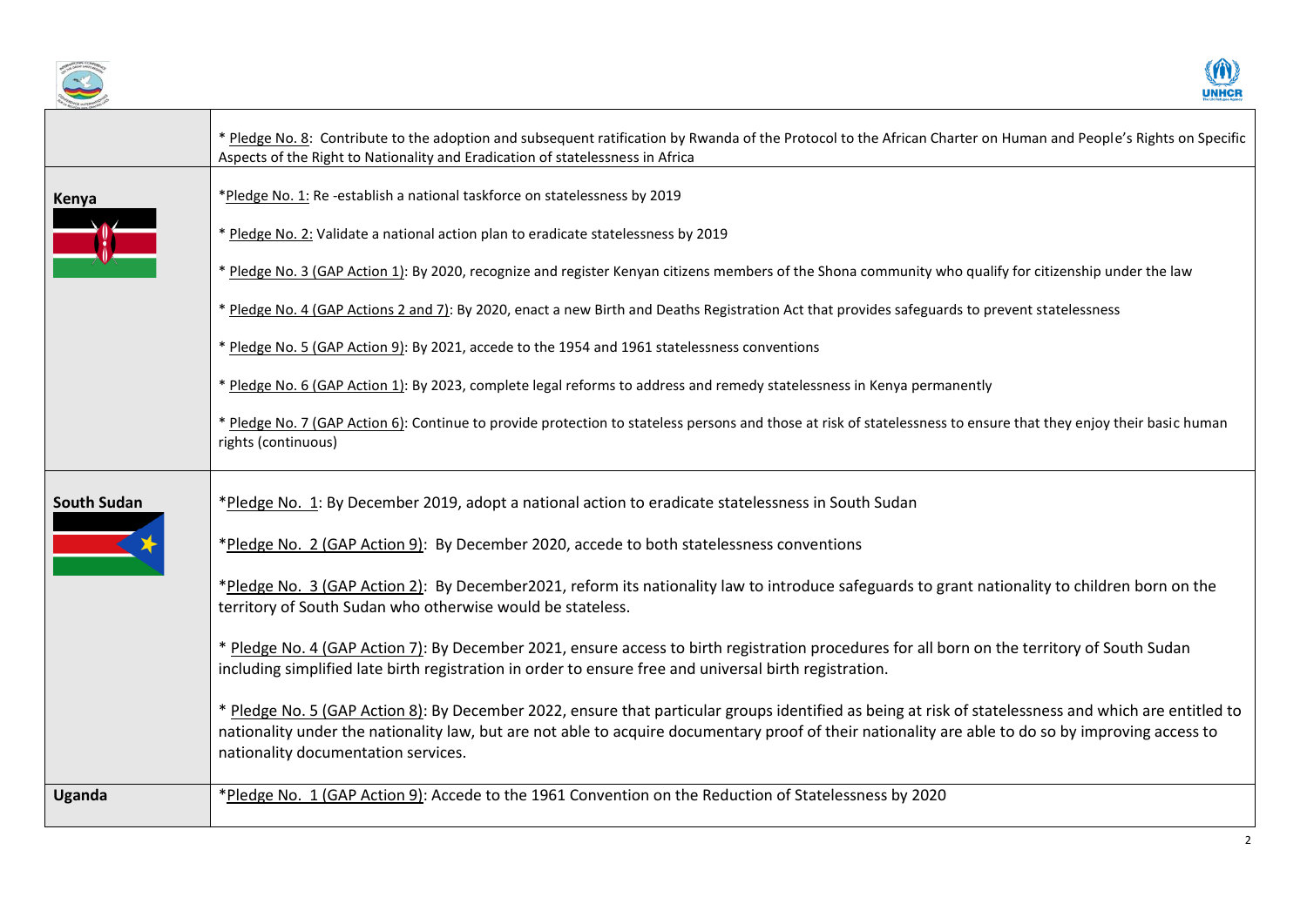| | |
|---|---|
| | * Pledge No. 8: Contribute to the adoption and subsequent ratification by Rwanda of the Protocol to the African Charter on Human and People's Rights on Specific Aspects of the Right to Nationality and Eradication of statelessness in Africa |
| **Kenya** | *Pledge No. 1: Re -establish a national taskforce on statelessness by 2019<br><br>* Pledge No. 2: Validate a national action plan to eradicate statelessness by 2019<br><br>* Pledge No. 3 (GAP Action 1): By 2020, recognize and register Kenyan citizens members of the Shona community who qualify for citizenship under the law<br><br>* Pledge No. 4 (GAP Actions 2 and 7): By 2020, enact a new Birth and Deaths Registration Act that provides safeguards to prevent statelessness<br><br>* Pledge No. 5 (GAP Action 9): By 2021, accede to the 1954 and 1961 statelessness conventions<br><br>* Pledge No. 6 (GAP Action 1): By 2023, complete legal reforms to address and remedy statelessness in Kenya permanently<br><br>* Pledge No. 7 (GAP Action 6): Continue to provide protection to stateless persons and those at risk of statelessness to ensure that they enjoy their basic human rights (continuous) |
| **South Sudan** | *Pledge No. 1: By December 2019, adopt a national action to eradicate statelessness in South Sudan<br><br>*Pledge No. 2 (GAP Action 9): By December 2020, accede to both statelessness conventions<br><br>*Pledge No. 3 (GAP Action 2): By December2021, reform its nationality law to introduce safeguards to grant nationality to children born on the territory of South Sudan who otherwise would be stateless.<br><br>* Pledge No. 4 (GAP Action 7): By December 2021, ensure access to birth registration procedures for all born on the territory of South Sudan including simplified late birth registration in order to ensure free and universal birth registration.<br><br>* Pledge No. 5 (GAP Action 8): By December 2022, ensure that particular groups identified as being at risk of statelessness and which are entitled to nationality under the nationality law, but are not able to acquire documentary proof of their nationality are able to do so by improving access to nationality documentation services. |
| **Uganda** | *Pledge No. 1 (GAP Action 9): Accede to the 1961 Convention on the Reduction of Statelessness by 2020 |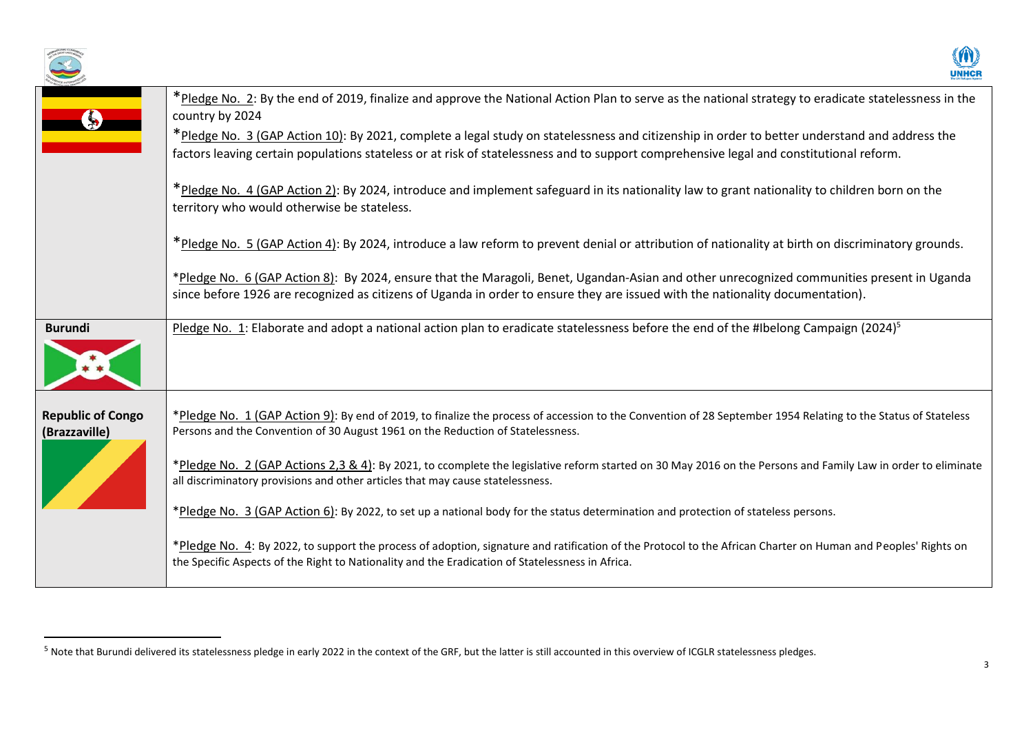| | |
|---|---|
| | *Pledge No. 2: By the end of 2019, finalize and approve the National Action Plan to serve as the national strategy to eradicate statelessness in the country by 2024<br><br>*Pledge No. 3 (GAP Action 10): By 2021, complete a legal study on statelessness and citizenship in order to better understand and address the factors leaving certain populations stateless or at risk of statelessness and to support comprehensive legal and constitutional reform.<br><br>*Pledge No. 4 (GAP Action 2): By 2024, introduce and implement safeguard in its nationality law to grant nationality to children born on the territory who would otherwise be stateless.<br><br>*Pledge No. 5 (GAP Action 4): By 2024, introduce a law reform to prevent denial or attribution of nationality at birth on discriminatory grounds.<br><br>*Pledge No. 6 (GAP Action 8): By 2024, ensure that the Maragoli, Benet, Ugandan-Asian and other unrecognized communities present in Uganda since before 1926 are recognized as citizens of Uganda in order to ensure they are issued with the nationality documentation). |
| **Burundi** | Pledge No. 1: Elaborate and adopt a national action plan to eradicate statelessness before the end of the #Ibelong Campaign (2024)[5] |
| **Republic of Congo (Brazzaville)** | *Pledge No. 1 (GAP Action 9): By end of 2019, to finalize the process of accession to the Convention of 28 September 1954 Relating to the Status of Stateless Persons and the Convention of 30 August 1961 on the Reduction of Statelessness.<br><br>*Pledge No. 2 (GAP Actions 2,3 & 4): By 2021, to ccomplete the legislative reform started on 30 May 2016 on the Persons and Family Law in order to eliminate all discriminatory provisions and other articles that may cause statelessness.<br><br>*Pledge No. 3 (GAP Action 6): By 2022, to set up a national body for the status determination and protection of stateless persons.<br><br>*Pledge No. 4: By 2022, to support the process of adoption, signature and ratification of the Protocol to the African Charter on Human and Peoples' Rights on the Specific Aspects of the Right to Nationality and the Eradication of Statelessness in Africa. |

[5] Note that Burundi delivered its statelessness pledge in early 2022 in the context of the GRF, but the latter is still accounted in this overview of ICGLR statelessness pledges.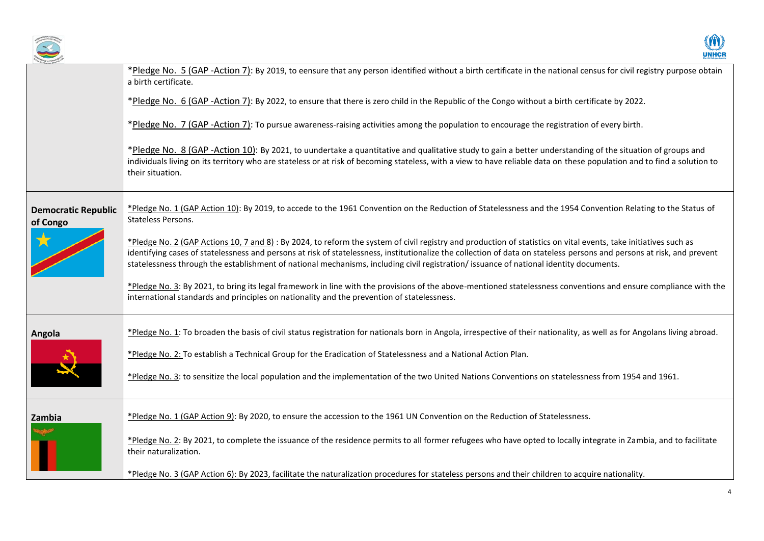| | |
|---|---|
| | *Pledge No. 5 (GAP -Action 7): By 2019, to eensure that any person identified without a birth certificate in the national census for civil registry purpose obtain a birth certificate.<br><br>*Pledge No. 6 (GAP -Action 7): By 2022, to ensure that there is zero child in the Republic of the Congo without a birth certificate by 2022.<br><br>*Pledge No. 7 (GAP -Action 7): To pursue awareness-raising activities among the population to encourage the registration of every birth.<br><br>*Pledge No. 8 (GAP -Action 10): By 2021, to uundertake a quantitative and qualitative study to gain a better understanding of the situation of groups and individuals living on its territory who are stateless or at risk of becoming stateless, with a view to have reliable data on these population and to find a solution to their situation. |
| **Democratic Republic of Congo** | *Pledge No. 1 (GAP Action 10): By 2019, to accede to the 1961 Convention on the Reduction of Statelessness and the 1954 Convention Relating to the Status of Stateless Persons.<br><br>*Pledge No. 2 (GAP Actions 10, 7 and 8) : By 2024, to reform the system of civil registry and production of statistics on vital events, take initiatives such as identifying cases of statelessness and persons at risk of statelessness, institutionalize the collection of data on stateless persons and persons at risk, and prevent statelessness through the establishment of national mechanisms, including civil registration/ issuance of national identity documents.<br><br>*Pledge No. 3: By 2021, to bring its legal framework in line with the provisions of the above-mentioned statelessness conventions and ensure compliance with the international standards and principles on nationality and the prevention of statelessness. |
| **Angola** | *Pledge No. 1: To broaden the basis of civil status registration for nationals born in Angola, irrespective of their nationality, as well as for Angolans living abroad.<br><br>*Pledge No. 2: To establish a Technical Group for the Eradication of Statelessness and a National Action Plan.<br><br>*Pledge No. 3: to sensitize the local population and the implementation of the two United Nations Conventions on statelessness from 1954 and 1961. |
| **Zambia** | *Pledge No. 1 (GAP Action 9): By 2020, to ensure the accession to the 1961 UN Convention on the Reduction of Statelessness.<br><br>*Pledge No. 2: By 2021, to complete the issuance of the residence permits to all former refugees who have opted to locally integrate in Zambia, and to facilitate their naturalization.<br><br>*Pledge No. 3 (GAP Action 6): By 2023, facilitate the naturalization procedures for stateless persons and their children to acquire nationality. |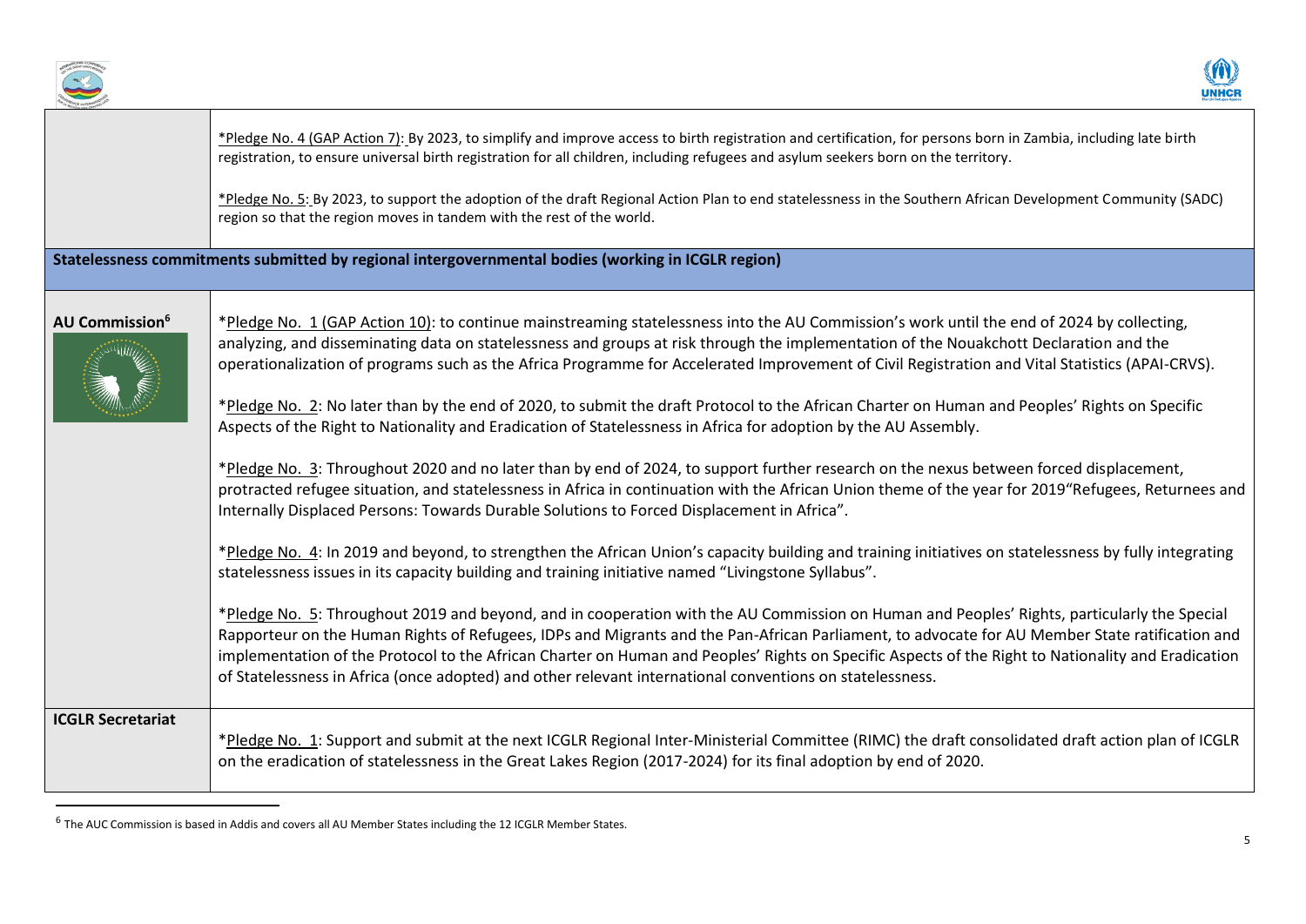| | |
|---|---|
| | *Pledge No. 4 (GAP Action 7): By 2023, to simplify and improve access to birth registration and certification, for persons born in Zambia, including late birth registration, to ensure universal birth registration for all children, including refugees and asylum seekers born on the territory.<br><br>*Pledge No. 5: By 2023, to support the adoption of the draft Regional Action Plan to end statelessness in the Southern African Development Community (SADC) region so that the region moves in tandem with the rest of the world. |
| **Statelessness commitments submitted by regional intergovernmental bodies (working in ICGLR region)** | |
| **AU Commission**[6] | *Pledge No. 1 (GAP Action 10): to continue mainstreaming statelessness into the AU Commission's work until the end of 2024 by collecting, analyzing, and disseminating data on statelessness and groups at risk through the implementation of the Nouakchott Declaration and the operationalization of programs such as the Africa Programme for Accelerated Improvement of Civil Registration and Vital Statistics (APAI-CRVS).<br><br>*Pledge No. 2: No later than by the end of 2020, to submit the draft Protocol to the African Charter on Human and Peoples' Rights on Specific Aspects of the Right to Nationality and Eradication of Statelessness in Africa for adoption by the AU Assembly.<br><br>*Pledge No. 3: Throughout 2020 and no later than by end of 2024, to support further research on the nexus between forced displacement, protracted refugee situation, and statelessness in Africa in continuation with the African Union theme of the year for 2019"Refugees, Returnees and Internally Displaced Persons: Towards Durable Solutions to Forced Displacement in Africa".<br><br>*Pledge No. 4: In 2019 and beyond, to strengthen the African Union's capacity building and training initiatives on statelessness by fully integrating statelessness issues in its capacity building and training initiative named "Livingstone Syllabus".<br><br>*Pledge No. 5: Throughout 2019 and beyond, and in cooperation with the AU Commission on Human and Peoples' Rights, particularly the Special Rapporteur on the Human Rights of Refugees, IDPs and Migrants and the Pan-African Parliament, to advocate for AU Member State ratification and implementation of the Protocol to the African Charter on Human and Peoples' Rights on Specific Aspects of the Right to Nationality and Eradication of Statelessness in Africa (once adopted) and other relevant international conventions on statelessness. |
| **ICGLR Secretariat** | *Pledge No. 1: Support and submit at the next ICGLR Regional Inter-Ministerial Committee (RIMC) the draft consolidated draft action plan of ICGLR on the eradication of statelessness in the Great Lakes Region (2017-2024) for its final adoption by end of 2020. |

[6] The AUC Commission is based in Addis and covers all AU Member States including the 12 ICGLR Member States.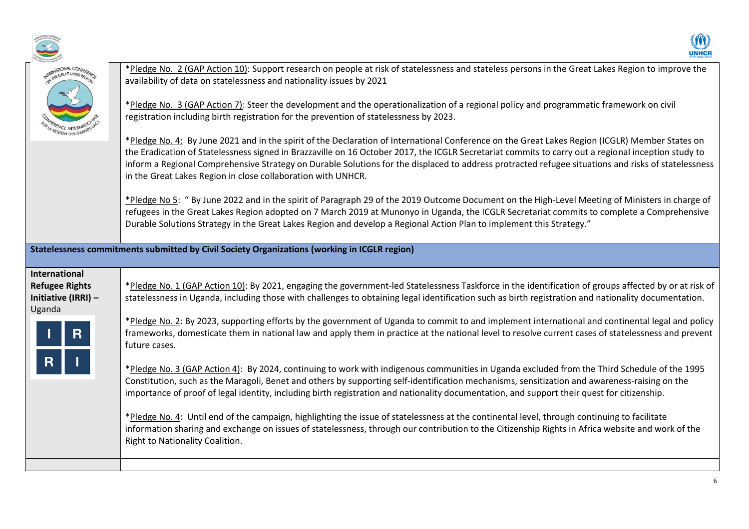| | |
|---|---|
| | *Pledge No. 2 (GAP Action 10): Support research on people at risk of statelessness and stateless persons in the Great Lakes Region to improve the availability of data on statelessness and nationality issues by 2021<br><br>*Pledge No. 3 (GAP Action 7): Steer the development and the operationalization of a regional policy and programmatic framework on civil registration including birth registration for the prevention of statelessness by 2023.<br><br>*Pledge No. 4: By June 2021 and in the spirit of the Declaration of International Conference on the Great Lakes Region (ICGLR) Member States on the Eradication of Statelessness signed in Brazzaville on 16 October 2017, the ICGLR Secretariat commits to carry out a regional inception study to inform a Regional Comprehensive Strategy on Durable Solutions for the displaced to address protracted refugee situations and risks of statelessness in the Great Lakes Region in close collaboration with UNHCR.<br><br>*Pledge No 5: " By June 2022 and in the spirit of Paragraph 29 of the 2019 Outcome Document on the High-Level Meeting of Ministers in charge of refugees in the Great Lakes Region adopted on 7 March 2019 at Munonyo in Uganda, the ICGLR Secretariat commits to complete a Comprehensive Durable Solutions Strategy in the Great Lakes Region and develop a Regional Action Plan to implement this Strategy." |
| **Statelessness commitments submitted by Civil Society Organizations (working in ICGLR region)** | |
| **International Refugee Rights Initiative (IRRI) –** Uganda | *Pledge No. 1 (GAP Action 10): By 2021, engaging the government-led Statelessness Taskforce in the identification of groups affected by or at risk of statelessness in Uganda, including those with challenges to obtaining legal identification such as birth registration and nationality documentation.<br><br>*Pledge No. 2: By 2023, supporting efforts by the government of Uganda to commit to and implement international and continental legal and policy frameworks, domesticate them in national law and apply them in practice at the national level to resolve current cases of statelessness and prevent future cases.<br><br>*Pledge No. 3 (GAP Action 4): By 2024, continuing to work with indigenous communities in Uganda excluded from the Third Schedule of the 1995 Constitution, such as the Maragoli, Benet and others by supporting self-identification mechanisms, sensitization and awareness-raising on the importance of proof of legal identity, including birth registration and nationality documentation, and support their quest for citizenship.<br><br>*Pledge No. 4: Until end of the campaign, highlighting the issue of statelessness at the continental level, through continuing to facilitate information sharing and exchange on issues of statelessness, through our contribution to the Citizenship Rights in Africa website and work of the Right to Nationality Coalition. |
| | |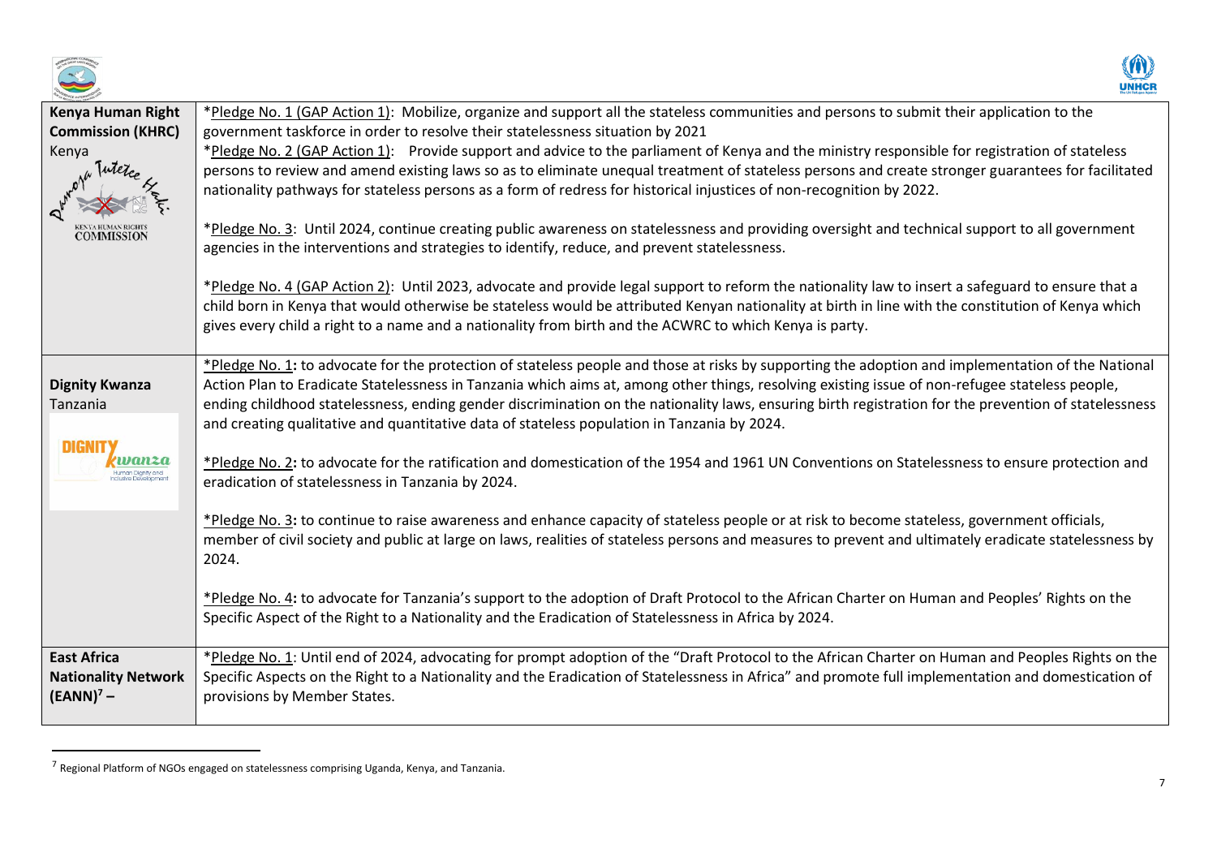| | |
|---|---|
| **Kenya Human Right Commission (KHRC)** Kenya | *Pledge No. 1 (GAP Action 1): Mobilize, organize and support all the stateless communities and persons to submit their application to the government taskforce in order to resolve their statelessness situation by 2021<br>*Pledge No. 2 (GAP Action 1): Provide support and advice to the parliament of Kenya and the ministry responsible for registration of stateless persons to review and amend existing laws so as to eliminate unequal treatment of stateless persons and create stronger guarantees for facilitated nationality pathways for stateless persons as a form of redress for historical injustices of non-recognition by 2022.<br><br>*Pledge No. 3: Until 2024, continue creating public awareness on statelessness and providing oversight and technical support to all government agencies in the interventions and strategies to identify, reduce, and prevent statelessness.<br><br>*Pledge No. 4 (GAP Action 2): Until 2023, advocate and provide legal support to reform the nationality law to insert a safeguard to ensure that a child born in Kenya that would otherwise be stateless would be attributed Kenyan nationality at birth in line with the constitution of Kenya which gives every child a right to a name and a nationality from birth and the ACWRC to which Kenya is party. |
| **Dignity Kwanza** Tanzania | *Pledge No. 1**:** to advocate for the protection of stateless people and those at risks by supporting the adoption and implementation of the National Action Plan to Eradicate Statelessness in Tanzania which aims at, among other things, resolving existing issue of non-refugee stateless people, ending childhood statelessness, ending gender discrimination on the nationality laws, ensuring birth registration for the prevention of statelessness and creating qualitative and quantitative data of stateless population in Tanzania by 2024.<br><br>*Pledge No. 2**:** to advocate for the ratification and domestication of the 1954 and 1961 UN Conventions on Statelessness to ensure protection and eradication of statelessness in Tanzania by 2024.<br><br>*Pledge No. 3**:** to continue to raise awareness and enhance capacity of stateless people or at risk to become stateless, government officials, member of civil society and public at large on laws, realities of stateless persons and measures to prevent and ultimately eradicate statelessness by 2024.<br><br>*Pledge No. 4**:** to advocate for Tanzania's support to the adoption of Draft Protocol to the African Charter on Human and Peoples' Rights on the Specific Aspect of the Right to a Nationality and the Eradication of Statelessness in Africa by 2024. |
| **East Africa Nationality Network (EANN)[7] –** | *Pledge No. 1: Until end of 2024, advocating for prompt adoption of the "Draft Protocol to the African Charter on Human and Peoples Rights on the Specific Aspects on the Right to a Nationality and the Eradication of Statelessness in Africa" and promote full implementation and domestication of provisions by Member States. |

[7] Regional Platform of NGOs engaged on statelessness comprising Uganda, Kenya, and Tanzania.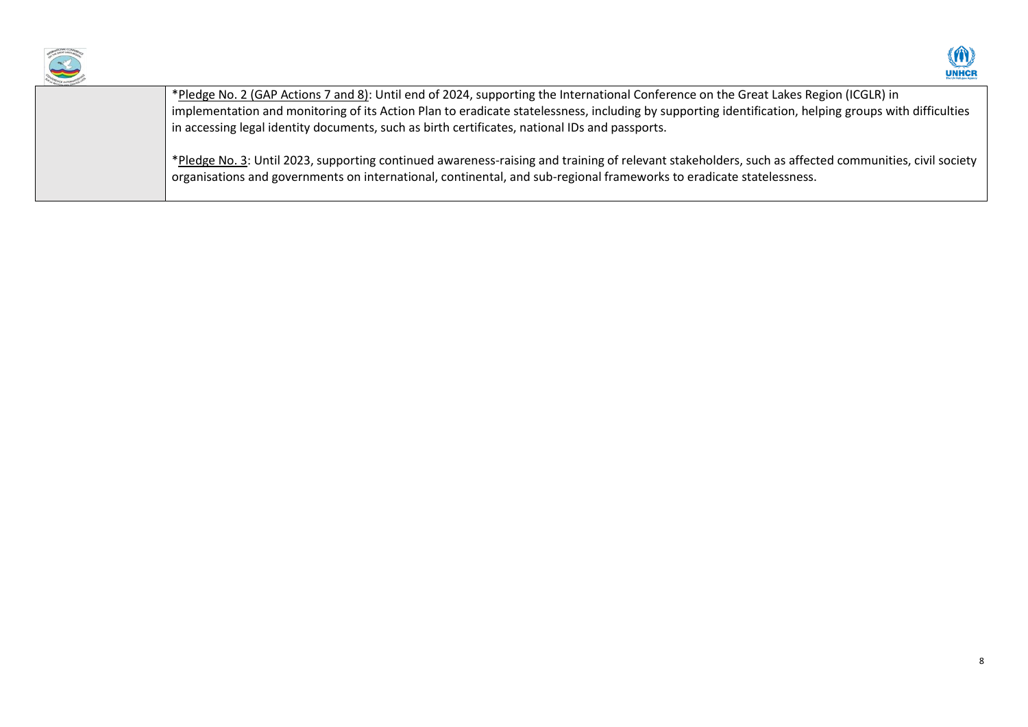| | |
|---|---|
| | *Pledge No. 2 (GAP Actions 7 and 8): Until end of 2024, supporting the International Conference on the Great Lakes Region (ICGLR) in implementation and monitoring of its Action Plan to eradicate statelessness, including by supporting identification, helping groups with difficulties in accessing legal identity documents, such as birth certificates, national IDs and passports.<br><br>*Pledge No. 3: Until 2023, supporting continued awareness-raising and training of relevant stakeholders, such as affected communities, civil society organisations and governments on international, continental, and sub-regional frameworks to eradicate statelessness. |